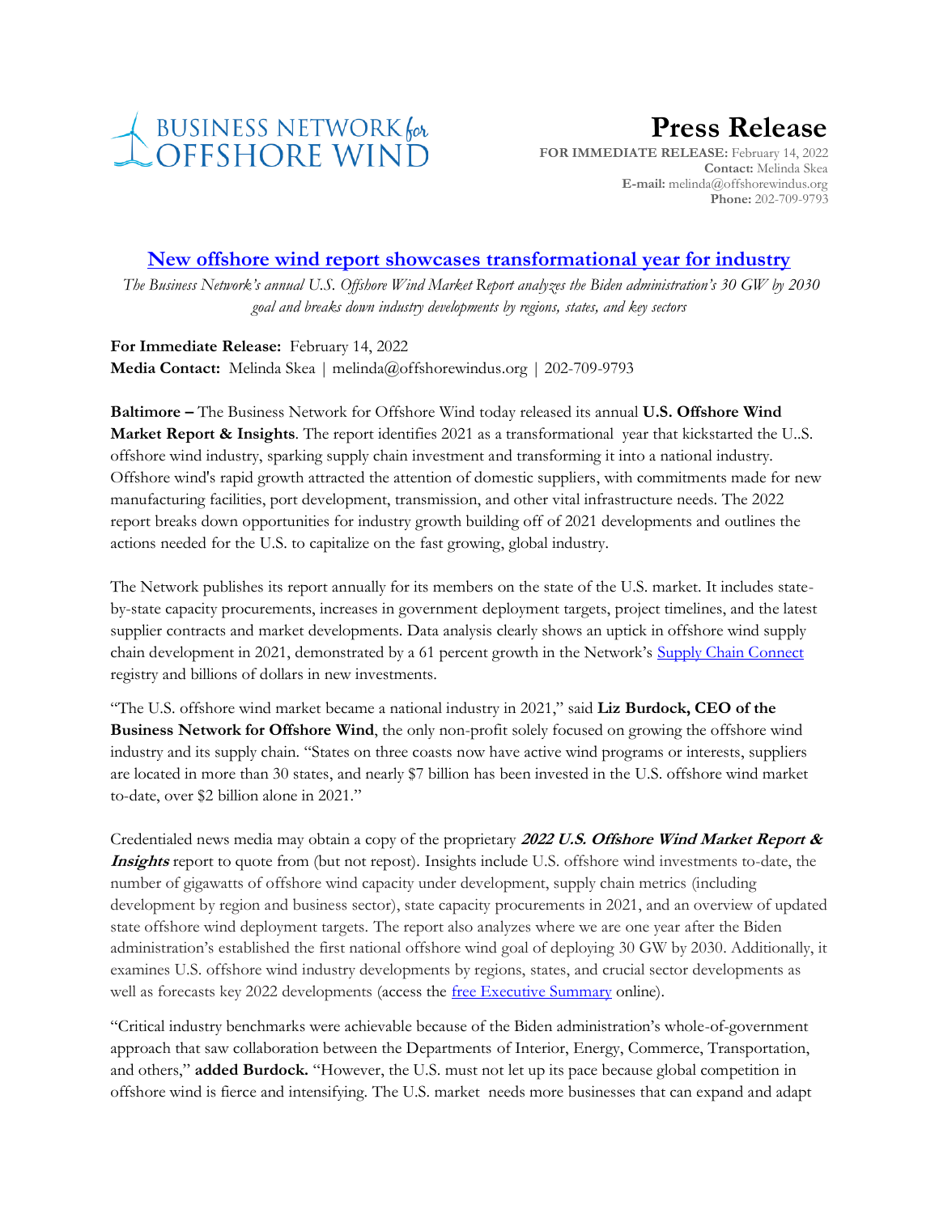BUSINESS NETWORK for OFFSHORE WIND

# Press Release

**FOR IMMEDIATE RELEASE:** February 14, 2022
**Contact:** Melinda Skea
**E-mail:** melinda@offshorewindus.org
**Phone:** 202-709-9793

## New offshore wind report showcases transformational year for industry

*The Business Network's annual U.S. Offshore Wind Market Report analyzes the Biden administration's 30 GW by 2030 goal and breaks down industry developments by regions, states, and key sectors*

**For Immediate Release:** February 14, 2022
**Media Contact:** Melinda Skea | melinda@offshorewindus.org | 202-709-9793

**Baltimore –** The Business Network for Offshore Wind today released its annual **U.S. Offshore Wind Market Report & Insights**. The report identifies 2021 as a transformational year that kickstarted the U..S. offshore wind industry, sparking supply chain investment and transforming it into a national industry. Offshore wind's rapid growth attracted the attention of domestic suppliers, with commitments made for new manufacturing facilities, port development, transmission, and other vital infrastructure needs. The 2022 report breaks down opportunities for industry growth building off of 2021 developments and outlines the actions needed for the U.S. to capitalize on the fast growing, global industry.

The Network publishes its report annually for its members on the state of the U.S. market. It includes state-by-state capacity procurements, increases in government deployment targets, project timelines, and the latest supplier contracts and market developments. Data analysis clearly shows an uptick in offshore wind supply chain development in 2021, demonstrated by a 61 percent growth in the Network's Supply Chain Connect registry and billions of dollars in new investments.

"The U.S. offshore wind market became a national industry in 2021," said **Liz Burdock, CEO of the Business Network for Offshore Wind**, the only non-profit solely focused on growing the offshore wind industry and its supply chain. "States on three coasts now have active wind programs or interests, suppliers are located in more than 30 states, and nearly $7 billion has been invested in the U.S. offshore wind market to-date, over $2 billion alone in 2021."

Credentialed news media may obtain a copy of the proprietary ***2022 U.S. Offshore Wind Market Report & Insights*** report to quote from (but not repost). Insights include U.S. offshore wind investments to-date, the number of gigawatts of offshore wind capacity under development, supply chain metrics (including development by region and business sector), state capacity procurements in 2021, and an overview of updated state offshore wind deployment targets. The report also analyzes where we are one year after the Biden administration's established the first national offshore wind goal of deploying 30 GW by 2030. Additionally, it examines U.S. offshore wind industry developments by regions, states, and crucial sector developments as well as forecasts key 2022 developments (access the free Executive Summary online).

"Critical industry benchmarks were achievable because of the Biden administration's whole-of-government approach that saw collaboration between the Departments of Interior, Energy, Commerce, Transportation, and others," **added Burdock.** "However, the U.S. must not let up its pace because global competition in offshore wind is fierce and intensifying. The U.S. market needs more businesses that can expand and adapt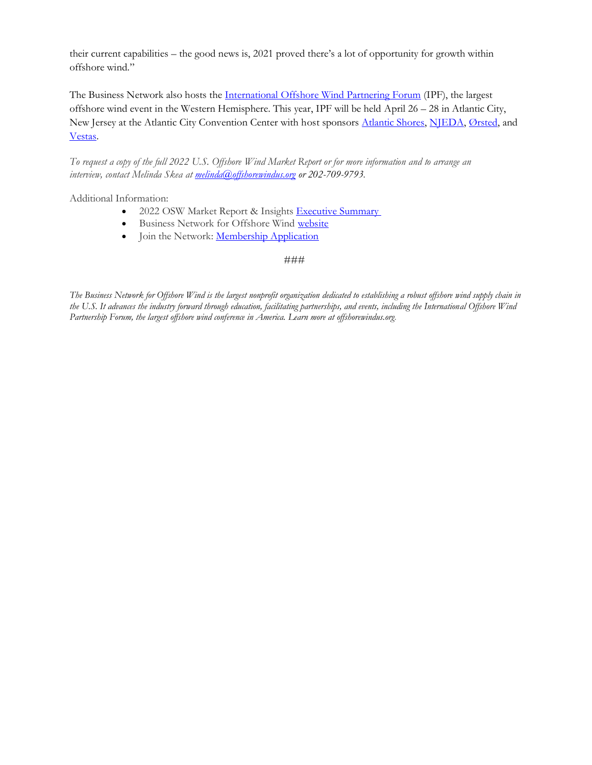their current capabilities – the good news is, 2021 proved there's a lot of opportunity for growth within offshore wind."

The Business Network also hosts the International Offshore Wind Partnering Forum (IPF), the largest offshore wind event in the Western Hemisphere. This year, IPF will be held April 26 – 28 in Atlantic City, New Jersey at the Atlantic City Convention Center with host sponsors Atlantic Shores, NJEDA, Ørsted, and Vestas.

*To request a copy of the full 2022 U.S. Offshore Wind Market Report or for more information and to arrange an interview, contact Melinda Skea at melinda@offshorewindus.org or 202-709-9793.*

Additional Information:

- 2022 OSW Market Report & Insights Executive Summary
- Business Network for Offshore Wind website
- Join the Network: Membership Application

###

*The Business Network for Offshore Wind is the largest nonprofit organization dedicated to establishing a robust offshore wind supply chain in the U.S. It advances the industry forward through education, facilitating partnerships, and events, including the International Offshore Wind Partnership Forum, the largest offshore wind conference in America. Learn more at offshorewindus.org.*